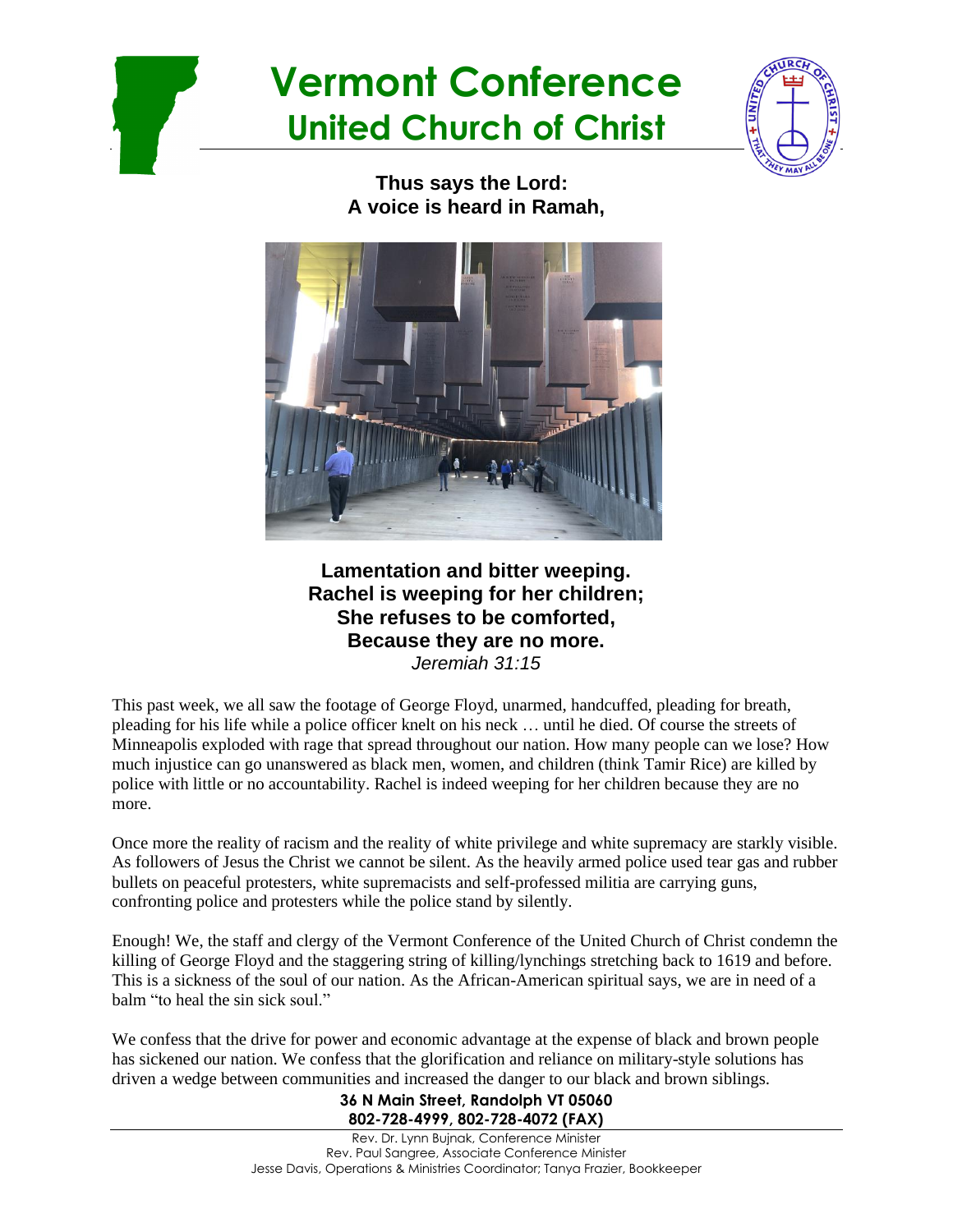# Vermont Conference
## United Church of Christ

**Thus says the Lord:**
**A voice is heard in Ramah,**

**Lamentation and bitter weeping.**
**Rachel is weeping for her children;**
**She refuses to be comforted,**
**Because they are no more.**
*Jeremiah 31:15*

This past week, we all saw the footage of George Floyd, unarmed, handcuffed, pleading for breath, pleading for his life while a police officer knelt on his neck … until he died. Of course the streets of Minneapolis exploded with rage that spread throughout our nation. How many people can we lose? How much injustice can go unanswered as black men, women, and children (think Tamir Rice) are killed by police with little or no accountability. Rachel is indeed weeping for her children because they are no more.

Once more the reality of racism and the reality of white privilege and white supremacy are starkly visible. As followers of Jesus the Christ we cannot be silent. As the heavily armed police used tear gas and rubber bullets on peaceful protesters, white supremacists and self-professed militia are carrying guns, confronting police and protesters while the police stand by silently.

Enough! We, the staff and clergy of the Vermont Conference of the United Church of Christ condemn the killing of George Floyd and the staggering string of killing/lynchings stretching back to 1619 and before. This is a sickness of the soul of our nation. As the African-American spiritual says, we are in need of a balm "to heal the sin sick soul."

We confess that the drive for power and economic advantage at the expense of black and brown people has sickened our nation. We confess that the glorification and reliance on military-style solutions has driven a wedge between communities and increased the danger to our black and brown siblings.

**36 N Main Street, Randolph VT 05060**
**802-728-4999, 802-728-4072 (FAX)**

Rev. Dr. Lynn Bujnak, Conference Minister
Rev. Paul Sangree, Associate Conference Minister
Jesse Davis, Operations & Ministries Coordinator; Tanya Frazier, Bookkeeper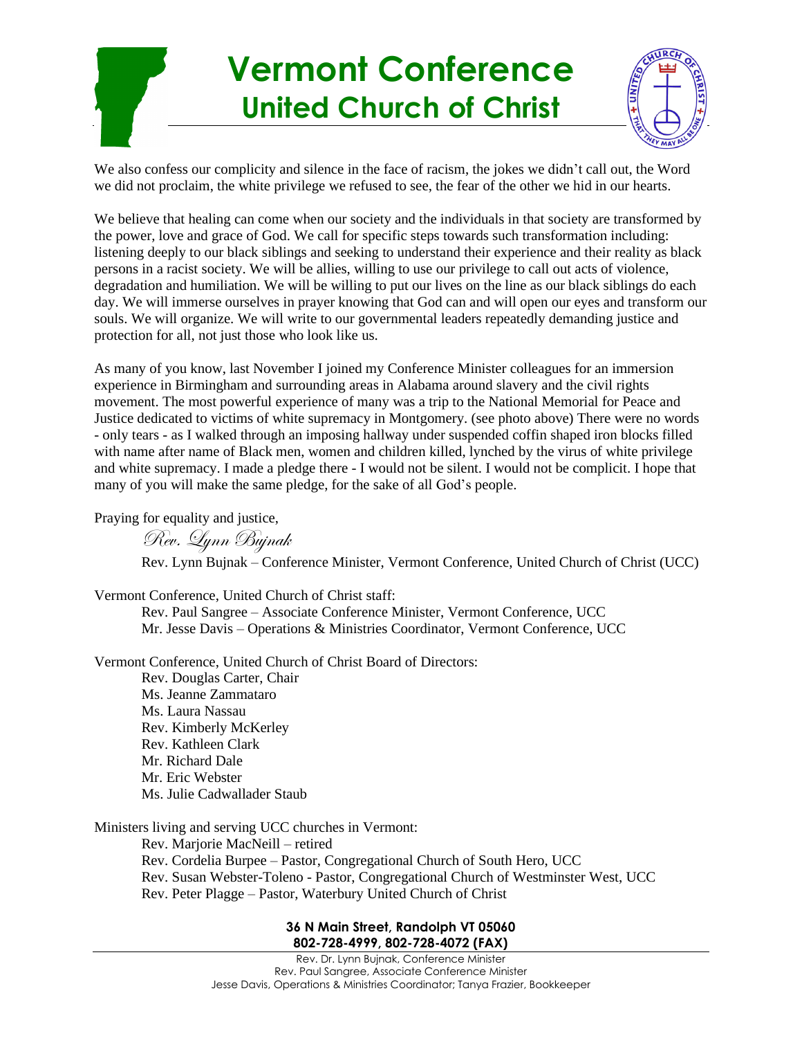We also confess our complicity and silence in the face of racism, the jokes we didn't call out, the Word we did not proclaim, the white privilege we refused to see, the fear of the other we hid in our hearts.

We believe that healing can come when our society and the individuals in that society are transformed by the power, love and grace of God. We call for specific steps towards such transformation including: listening deeply to our black siblings and seeking to understand their experience and their reality as black persons in a racist society. We will be allies, willing to use our privilege to call out acts of violence, degradation and humiliation. We will be willing to put our lives on the line as our black siblings do each day. We will immerse ourselves in prayer knowing that God can and will open our eyes and transform our souls. We will organize. We will write to our governmental leaders repeatedly demanding justice and protection for all, not just those who look like us.

As many of you know, last November I joined my Conference Minister colleagues for an immersion experience in Birmingham and surrounding areas in Alabama around slavery and the civil rights movement. The most powerful experience of many was a trip to the National Memorial for Peace and Justice dedicated to victims of white supremacy in Montgomery. (see photo above) There were no words - only tears - as I walked through an imposing hallway under suspended coffin shaped iron blocks filled with name after name of Black men, women and children killed, lynched by the virus of white privilege and white supremacy. I made a pledge there - I would not be silent. I would not be complicit. I hope that many of you will make the same pledge, for the sake of all God's people.

Praying for equality and justice,

*Rev. Lynn Bujnak*

Rev. Lynn Bujnak – Conference Minister, Vermont Conference, United Church of Christ (UCC)

Vermont Conference, United Church of Christ staff:

Rev. Paul Sangree – Associate Conference Minister, Vermont Conference, UCC
Mr. Jesse Davis – Operations & Ministries Coordinator, Vermont Conference, UCC

Vermont Conference, United Church of Christ Board of Directors:

Rev. Douglas Carter, Chair
Ms. Jeanne Zammataro
Ms. Laura Nassau
Rev. Kimberly McKerley
Rev. Kathleen Clark
Mr. Richard Dale
Mr. Eric Webster
Ms. Julie Cadwallader Staub

Ministers living and serving UCC churches in Vermont:

Rev. Marjorie MacNeill – retired
Rev. Cordelia Burpee – Pastor, Congregational Church of South Hero, UCC
Rev. Susan Webster-Toleno - Pastor, Congregational Church of Westminster West, UCC
Rev. Peter Plagge – Pastor, Waterbury United Church of Christ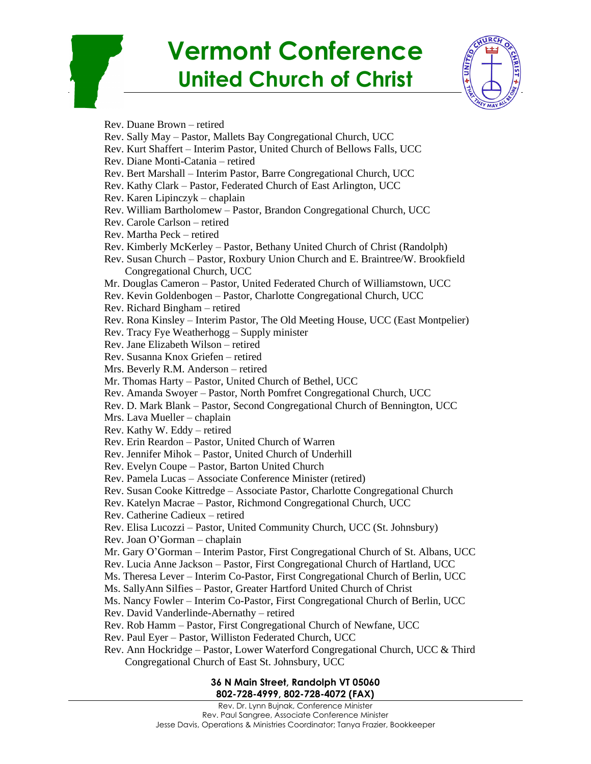# Vermont Conference
## United Church of Christ

- Rev. Duane Brown – retired
- Rev. Sally May – Pastor, Mallets Bay Congregational Church, UCC
- Rev. Kurt Shaffert – Interim Pastor, United Church of Bellows Falls, UCC
- Rev. Diane Monti-Catania – retired
- Rev. Bert Marshall – Interim Pastor, Barre Congregational Church, UCC
- Rev. Kathy Clark – Pastor, Federated Church of East Arlington, UCC
- Rev. Karen Lipinczyk – chaplain
- Rev. William Bartholomew – Pastor, Brandon Congregational Church, UCC
- Rev. Carole Carlson – retired
- Rev. Martha Peck – retired
- Rev. Kimberly McKerley – Pastor, Bethany United Church of Christ (Randolph)
- Rev. Susan Church – Pastor, Roxbury Union Church and E. Braintree/W. Brookfield Congregational Church, UCC
- Mr. Douglas Cameron – Pastor, United Federated Church of Williamstown, UCC
- Rev. Kevin Goldenbogen – Pastor, Charlotte Congregational Church, UCC
- Rev. Richard Bingham – retired
- Rev. Rona Kinsley – Interim Pastor, The Old Meeting House, UCC (East Montpelier)
- Rev. Tracy Fye Weatherhogg – Supply minister
- Rev. Jane Elizabeth Wilson – retired
- Rev. Susanna Knox Griefen – retired
- Mrs. Beverly R.M. Anderson – retired
- Mr. Thomas Harty – Pastor, United Church of Bethel, UCC
- Rev. Amanda Swoyer – Pastor, North Pomfret Congregational Church, UCC
- Rev. D. Mark Blank – Pastor, Second Congregational Church of Bennington, UCC
- Mrs. Lava Mueller – chaplain
- Rev. Kathy W. Eddy – retired
- Rev. Erin Reardon – Pastor, United Church of Warren
- Rev. Jennifer Mihok – Pastor, United Church of Underhill
- Rev. Evelyn Coupe – Pastor, Barton United Church
- Rev. Pamela Lucas – Associate Conference Minister (retired)
- Rev. Susan Cooke Kittredge – Associate Pastor, Charlotte Congregational Church
- Rev. Katelyn Macrae – Pastor, Richmond Congregational Church, UCC
- Rev. Catherine Cadieux – retired
- Rev. Elisa Lucozzi – Pastor, United Community Church, UCC (St. Johnsbury)
- Rev. Joan O'Gorman – chaplain
- Mr. Gary O'Gorman – Interim Pastor, First Congregational Church of St. Albans, UCC
- Rev. Lucia Anne Jackson – Pastor, First Congregational Church of Hartland, UCC
- Ms. Theresa Lever – Interim Co-Pastor, First Congregational Church of Berlin, UCC
- Ms. SallyAnn Silfies – Pastor, Greater Hartford United Church of Christ
- Ms. Nancy Fowler – Interim Co-Pastor, First Congregational Church of Berlin, UCC
- Rev. David Vanderlinde-Abernathy – retired
- Rev. Rob Hamm – Pastor, First Congregational Church of Newfane, UCC
- Rev. Paul Eyer – Pastor, Williston Federated Church, UCC
- Rev. Ann Hockridge – Pastor, Lower Waterford Congregational Church, UCC & Third Congregational Church of East St. Johnsbury, UCC

**36 N Main Street, Randolph VT 05060**
**802-728-4999, 802-728-4072 (FAX)**

Rev. Dr. Lynn Bujnak, Conference Minister
Rev. Paul Sangree, Associate Conference Minister
Jesse Davis, Operations & Ministries Coordinator; Tanya Frazier, Bookkeeper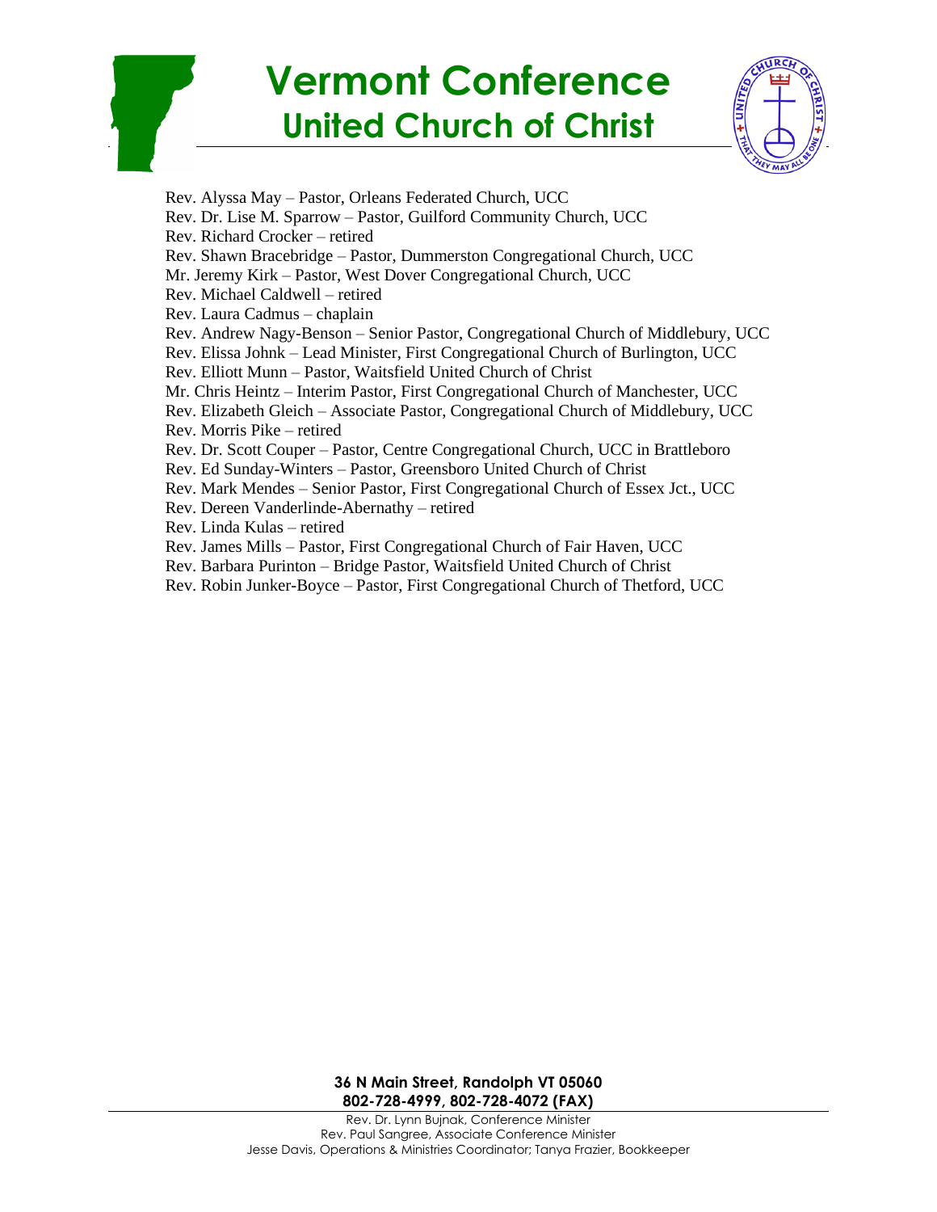Rev. Alyssa May – Pastor, Orleans Federated Church, UCC
Rev. Dr. Lise M. Sparrow – Pastor, Guilford Community Church, UCC
Rev. Richard Crocker – retired
Rev. Shawn Bracebridge – Pastor, Dummerston Congregational Church, UCC
Mr. Jeremy Kirk – Pastor, West Dover Congregational Church, UCC
Rev. Michael Caldwell – retired
Rev. Laura Cadmus – chaplain
Rev. Andrew Nagy-Benson – Senior Pastor, Congregational Church of Middlebury, UCC
Rev. Elissa Johnk – Lead Minister, First Congregational Church of Burlington, UCC
Rev. Elliott Munn – Pastor, Waitsfield United Church of Christ
Mr. Chris Heintz – Interim Pastor, First Congregational Church of Manchester, UCC
Rev. Elizabeth Gleich – Associate Pastor, Congregational Church of Middlebury, UCC
Rev. Morris Pike – retired
Rev. Dr. Scott Couper – Pastor, Centre Congregational Church, UCC in Brattleboro
Rev. Ed Sunday-Winters – Pastor, Greensboro United Church of Christ
Rev. Mark Mendes – Senior Pastor, First Congregational Church of Essex Jct., UCC
Rev. Dereen Vanderlinde-Abernathy – retired
Rev. Linda Kulas – retired
Rev. James Mills – Pastor, First Congregational Church of Fair Haven, UCC
Rev. Barbara Purinton – Bridge Pastor, Waitsfield United Church of Christ
Rev. Robin Junker-Boyce – Pastor, First Congregational Church of Thetford, UCC